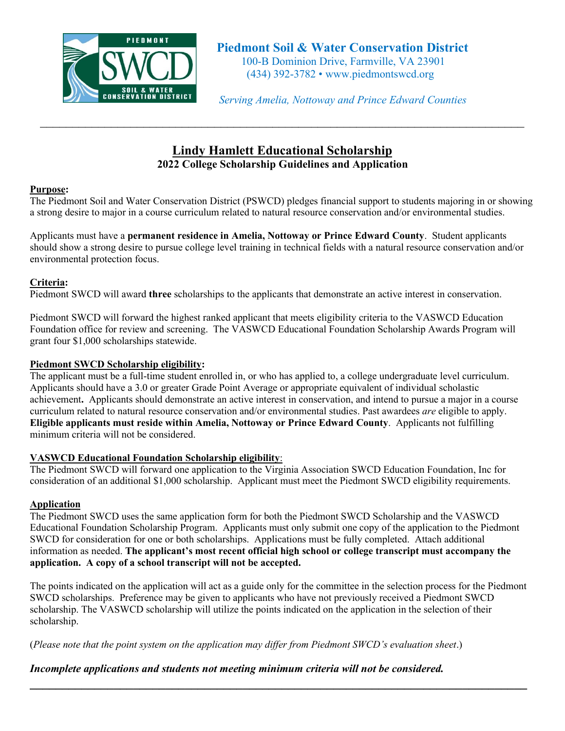**Piedmont Soil & Water Conservation District**
100-B Dominion Drive, Farmville, VA 23901
(434) 392-3782 • www.piedmontswcd.org

*Serving Amelia, Nottoway and Prince Edward Counties*

---

# Lindy Hamlett Educational Scholarship

## 2022 College Scholarship Guidelines and Application

**Purpose:**
The Piedmont Soil and Water Conservation District (PSWCD) pledges financial support to students majoring in or showing a strong desire to major in a course curriculum related to natural resource conservation and/or environmental studies.

Applicants must have a **permanent residence in Amelia, Nottoway or Prince Edward County**. Student applicants should show a strong desire to pursue college level training in technical fields with a natural resource conservation and/or environmental protection focus.

**Criteria:**
Piedmont SWCD will award **three** scholarships to the applicants that demonstrate an active interest in conservation.

Piedmont SWCD will forward the highest ranked applicant that meets eligibility criteria to the VASWCD Education Foundation office for review and screening. The VASWCD Educational Foundation Scholarship Awards Program will grant four $1,000 scholarships statewide.

**Piedmont SWCD Scholarship eligibility:**
The applicant must be a full-time student enrolled in, or who has applied to, a college undergraduate level curriculum. Applicants should have a 3.0 or greater Grade Point Average or appropriate equivalent of individual scholastic achievement**.** Applicants should demonstrate an active interest in conservation, and intend to pursue a major in a course curriculum related to natural resource conservation and/or environmental studies. Past awardees *are* eligible to apply. **Eligible applicants must reside within Amelia, Nottoway or Prince Edward County**. Applicants not fulfilling minimum criteria will not be considered.

**VASWCD Educational Foundation Scholarship eligibility**:
The Piedmont SWCD will forward one application to the Virginia Association SWCD Education Foundation, Inc for consideration of an additional $1,000 scholarship. Applicant must meet the Piedmont SWCD eligibility requirements.

**Application**
The Piedmont SWCD uses the same application form for both the Piedmont SWCD Scholarship and the VASWCD Educational Foundation Scholarship Program. Applicants must only submit one copy of the application to the Piedmont SWCD for consideration for one or both scholarships. Applications must be fully completed. Attach additional information as needed. **The applicant's most recent official high school or college transcript must accompany the application. A copy of a school transcript will not be accepted.**

The points indicated on the application will act as a guide only for the committee in the selection process for the Piedmont SWCD scholarships. Preference may be given to applicants who have not previously received a Piedmont SWCD scholarship. The VASWCD scholarship will utilize the points indicated on the application in the selection of their scholarship.

(*Please note that the point system on the application may differ from Piedmont SWCD's evaluation sheet*.)

***Incomplete applications and students not meeting minimum criteria will not be considered.***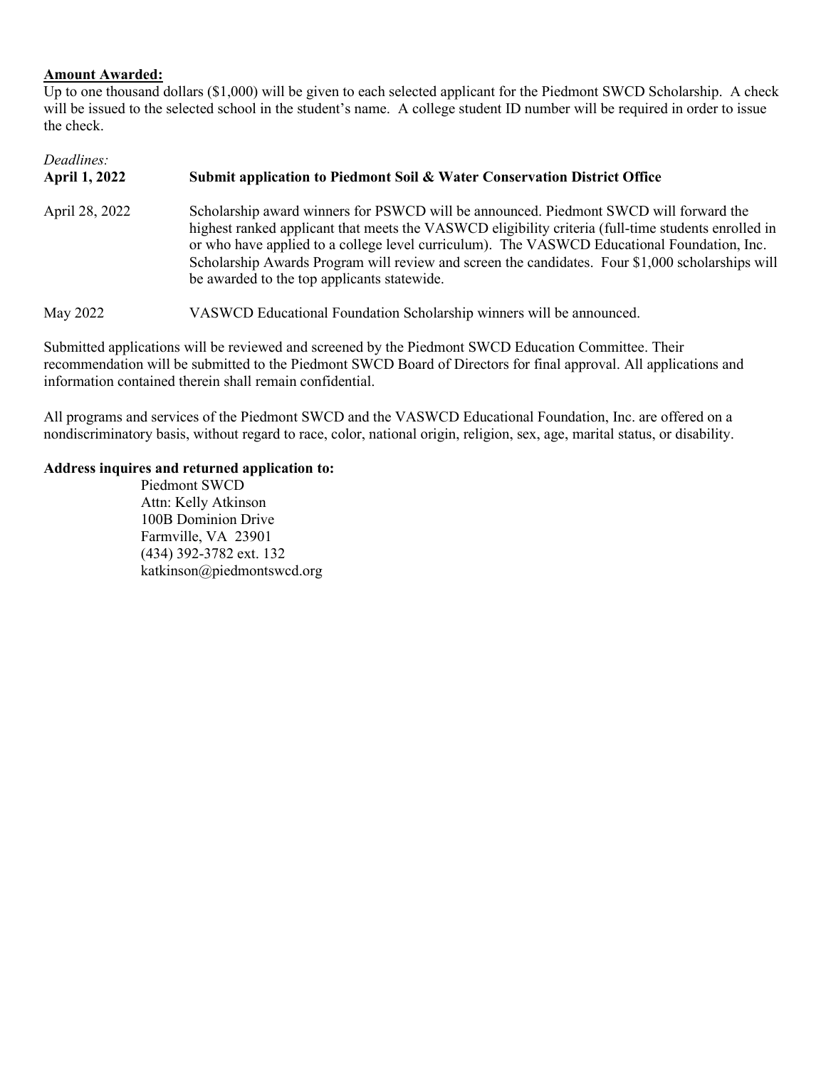**Amount Awarded:**
Up to one thousand dollars ($1,000) will be given to each selected applicant for the Piedmont SWCD Scholarship. A check will be issued to the selected school in the student's name. A college student ID number will be required in order to issue the check.

*Deadlines:*

| | |
|---|---|
| **April 1, 2022** | **Submit application to Piedmont Soil & Water Conservation District Office** |
| April 28, 2022 | Scholarship award winners for PSWCD will be announced. Piedmont SWCD will forward the highest ranked applicant that meets the VASWCD eligibility criteria (full-time students enrolled in or who have applied to a college level curriculum). The VASWCD Educational Foundation, Inc. Scholarship Awards Program will review and screen the candidates. Four $1,000 scholarships will be awarded to the top applicants statewide. |
| May 2022 | VASWCD Educational Foundation Scholarship winners will be announced. |

Submitted applications will be reviewed and screened by the Piedmont SWCD Education Committee. Their recommendation will be submitted to the Piedmont SWCD Board of Directors for final approval. All applications and information contained therein shall remain confidential.

All programs and services of the Piedmont SWCD and the VASWCD Educational Foundation, Inc. are offered on a nondiscriminatory basis, without regard to race, color, national origin, religion, sex, age, marital status, or disability.

**Address inquires and returned application to:**

Piedmont SWCD
Attn: Kelly Atkinson
100B Dominion Drive
Farmville, VA 23901
(434) 392-3782 ext. 132
katkinson@piedmontswcd.org